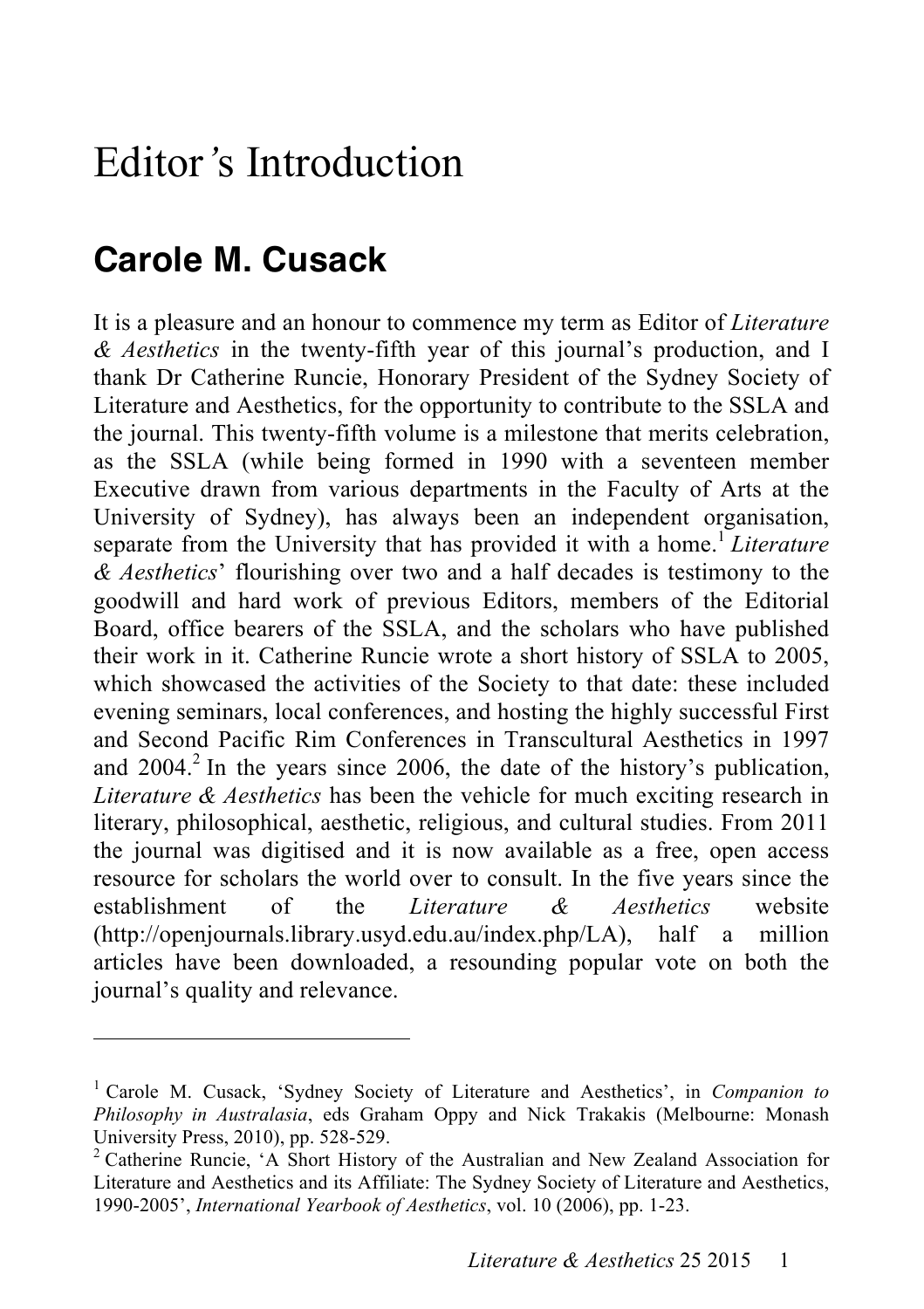# Editor's Introduction

## Carole M. Cusack

It is a pleasure and an honour to commence my term as Editor of *Literature & Aesthetics* in the twenty-fifth year of this journal's production, and I thank Dr Catherine Runcie, Honorary President of the Sydney Society of Literature and Aesthetics, for the opportunity to contribute to the SSLA and the journal. This twenty-fifth volume is a milestone that merits celebration, as the SSLA (while being formed in 1990 with a seventeen member Executive drawn from various departments in the Faculty of Arts at the University of Sydney), has always been an independent organisation, separate from the University that has provided it with a home.[1] *Literature & Aesthetics*' flourishing over two and a half decades is testimony to the goodwill and hard work of previous Editors, members of the Editorial Board, office bearers of the SSLA, and the scholars who have published their work in it. Catherine Runcie wrote a short history of SSLA to 2005, which showcased the activities of the Society to that date: these included evening seminars, local conferences, and hosting the highly successful First and Second Pacific Rim Conferences in Transcultural Aesthetics in 1997 and 2004.[2] In the years since 2006, the date of the history's publication, *Literature & Aesthetics* has been the vehicle for much exciting research in literary, philosophical, aesthetic, religious, and cultural studies. From 2011 the journal was digitised and it is now available as a free, open access resource for scholars the world over to consult. In the five years since the establishment of the *Literature & Aesthetics* website (http://openjournals.library.usyd.edu.au/index.php/LA), half a million articles have been downloaded, a resounding popular vote on both the journal's quality and relevance.

---

[1] Carole M. Cusack, 'Sydney Society of Literature and Aesthetics', in *Companion to Philosophy in Australasia*, eds Graham Oppy and Nick Trakakis (Melbourne: Monash University Press, 2010), pp. 528-529.

[2] Catherine Runcie, 'A Short History of the Australian and New Zealand Association for Literature and Aesthetics and its Affiliate: The Sydney Society of Literature and Aesthetics, 1990-2005', *International Yearbook of Aesthetics*, vol. 10 (2006), pp. 1-23.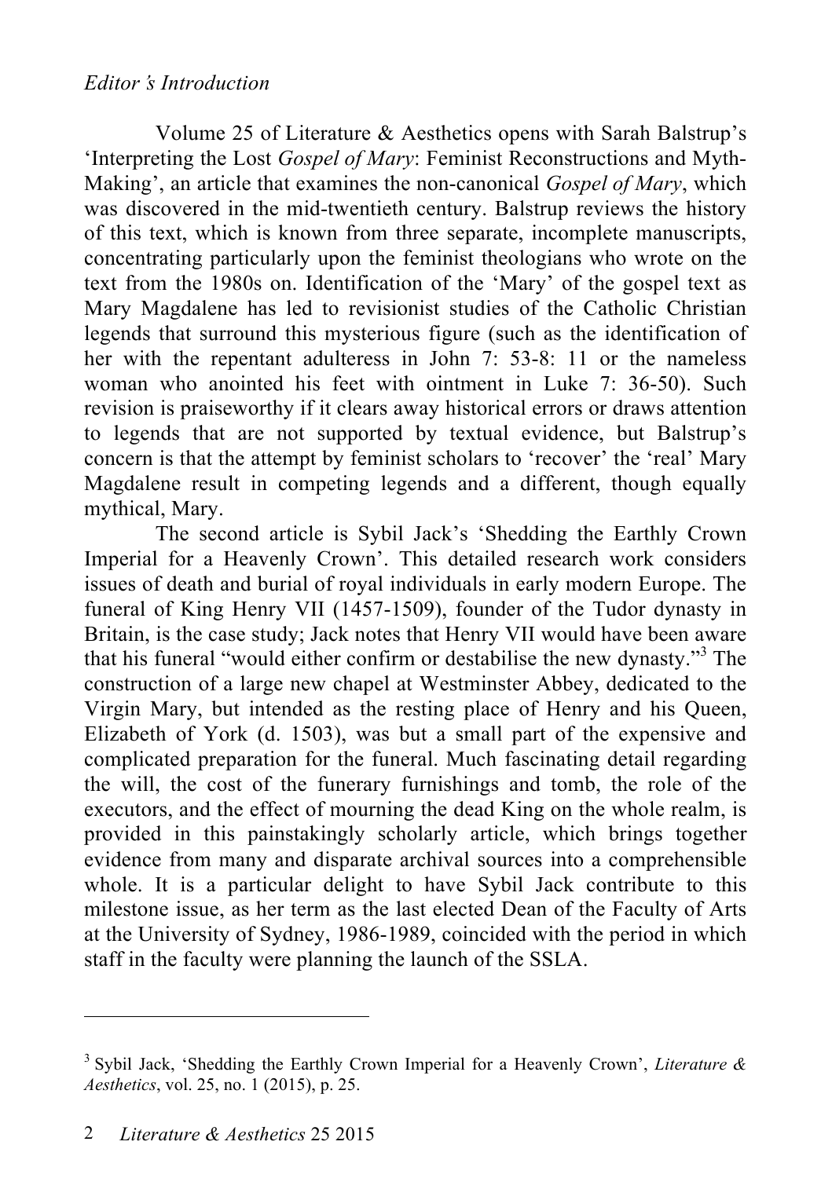*Editor's Introduction*

Volume 25 of Literature & Aesthetics opens with Sarah Balstrup's 'Interpreting the Lost *Gospel of Mary*: Feminist Reconstructions and Myth-Making', an article that examines the non-canonical *Gospel of Mary*, which was discovered in the mid-twentieth century. Balstrup reviews the history of this text, which is known from three separate, incomplete manuscripts, concentrating particularly upon the feminist theologians who wrote on the text from the 1980s on. Identification of the 'Mary' of the gospel text as Mary Magdalene has led to revisionist studies of the Catholic Christian legends that surround this mysterious figure (such as the identification of her with the repentant adulteress in John 7: 53-8: 11 or the nameless woman who anointed his feet with ointment in Luke 7: 36-50). Such revision is praiseworthy if it clears away historical errors or draws attention to legends that are not supported by textual evidence, but Balstrup's concern is that the attempt by feminist scholars to 'recover' the 'real' Mary Magdalene result in competing legends and a different, though equally mythical, Mary.

The second article is Sybil Jack's 'Shedding the Earthly Crown Imperial for a Heavenly Crown'. This detailed research work considers issues of death and burial of royal individuals in early modern Europe. The funeral of King Henry VII (1457-1509), founder of the Tudor dynasty in Britain, is the case study; Jack notes that Henry VII would have been aware that his funeral "would either confirm or destabilise the new dynasty."[3] The construction of a large new chapel at Westminster Abbey, dedicated to the Virgin Mary, but intended as the resting place of Henry and his Queen, Elizabeth of York (d. 1503), was but a small part of the expensive and complicated preparation for the funeral. Much fascinating detail regarding the will, the cost of the funerary furnishings and tomb, the role of the executors, and the effect of mourning the dead King on the whole realm, is provided in this painstakingly scholarly article, which brings together evidence from many and disparate archival sources into a comprehensible whole. It is a particular delight to have Sybil Jack contribute to this milestone issue, as her term as the last elected Dean of the Faculty of Arts at the University of Sydney, 1986-1989, coincided with the period in which staff in the faculty were planning the launch of the SSLA.

---

[3] Sybil Jack, 'Shedding the Earthly Crown Imperial for a Heavenly Crown', *Literature & Aesthetics*, vol. 25, no. 1 (2015), p. 25.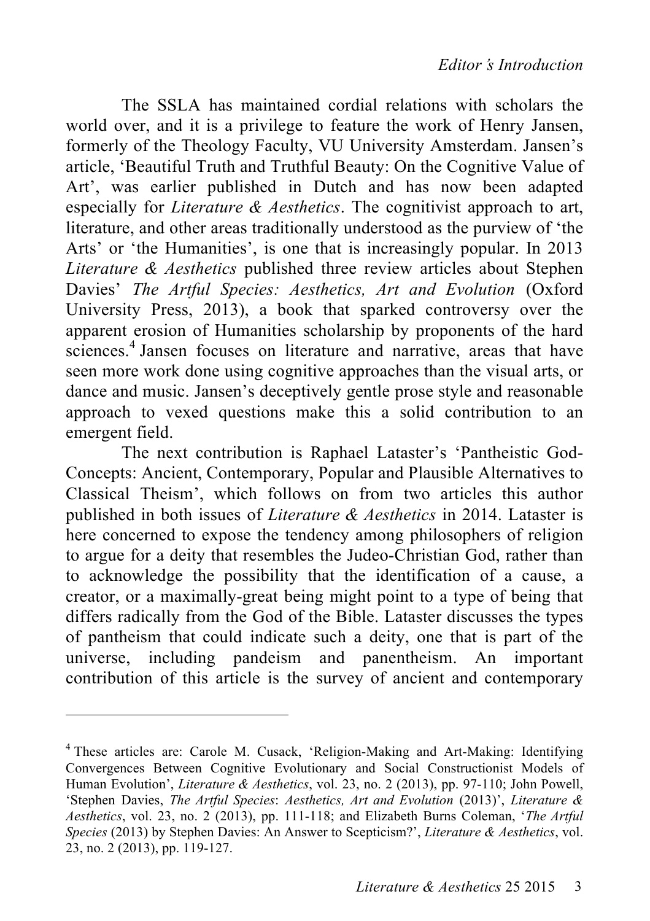The SSLA has maintained cordial relations with scholars the world over, and it is a privilege to feature the work of Henry Jansen, formerly of the Theology Faculty, VU University Amsterdam. Jansen's article, 'Beautiful Truth and Truthful Beauty: On the Cognitive Value of Art', was earlier published in Dutch and has now been adapted especially for *Literature & Aesthetics*. The cognitivist approach to art, literature, and other areas traditionally understood as the purview of 'the Arts' or 'the Humanities', is one that is increasingly popular. In 2013 *Literature & Aesthetics* published three review articles about Stephen Davies' *The Artful Species: Aesthetics, Art and Evolution* (Oxford University Press, 2013), a book that sparked controversy over the apparent erosion of Humanities scholarship by proponents of the hard sciences.[4] Jansen focuses on literature and narrative, areas that have seen more work done using cognitive approaches than the visual arts, or dance and music. Jansen's deceptively gentle prose style and reasonable approach to vexed questions make this a solid contribution to an emergent field.

The next contribution is Raphael Lataster's 'Pantheistic God-Concepts: Ancient, Contemporary, Popular and Plausible Alternatives to Classical Theism', which follows on from two articles this author published in both issues of *Literature & Aesthetics* in 2014. Lataster is here concerned to expose the tendency among philosophers of religion to argue for a deity that resembles the Judeo-Christian God, rather than to acknowledge the possibility that the identification of a cause, a creator, or a maximally-great being might point to a type of being that differs radically from the God of the Bible. Lataster discusses the types of pantheism that could indicate such a deity, one that is part of the universe, including pandeism and panentheism. An important contribution of this article is the survey of ancient and contemporary

---

[4] These articles are: Carole M. Cusack, 'Religion-Making and Art-Making: Identifying Convergences Between Cognitive Evolutionary and Social Constructionist Models of Human Evolution', *Literature & Aesthetics*, vol. 23, no. 2 (2013), pp. 97-110; John Powell, 'Stephen Davies, *The Artful Species*: *Aesthetics, Art and Evolution* (2013)', *Literature & Aesthetics*, vol. 23, no. 2 (2013), pp. 111-118; and Elizabeth Burns Coleman, '*The Artful Species* (2013) by Stephen Davies: An Answer to Scepticism?', *Literature & Aesthetics*, vol. 23, no. 2 (2013), pp. 119-127.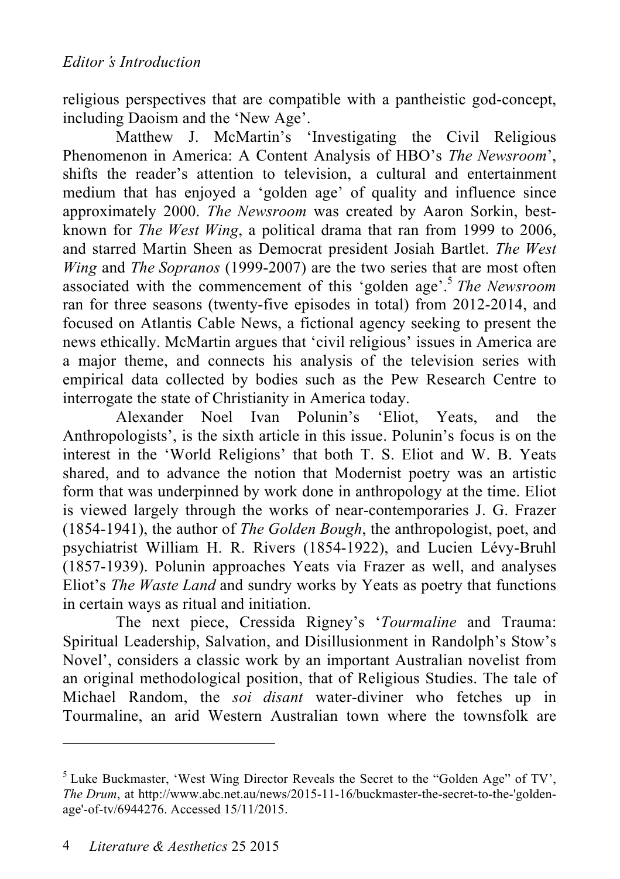religious perspectives that are compatible with a pantheistic god-concept, including Daoism and the 'New Age'.

Matthew J. McMartin's 'Investigating the Civil Religious Phenomenon in America: A Content Analysis of HBO's *The Newsroom*', shifts the reader's attention to television, a cultural and entertainment medium that has enjoyed a 'golden age' of quality and influence since approximately 2000. *The Newsroom* was created by Aaron Sorkin, best-known for *The West Wing*, a political drama that ran from 1999 to 2006, and starred Martin Sheen as Democrat president Josiah Bartlet. *The West Wing* and *The Sopranos* (1999-2007) are the two series that are most often associated with the commencement of this 'golden age'.[5] *The Newsroom* ran for three seasons (twenty-five episodes in total) from 2012-2014, and focused on Atlantis Cable News, a fictional agency seeking to present the news ethically. McMartin argues that 'civil religious' issues in America are a major theme, and connects his analysis of the television series with empirical data collected by bodies such as the Pew Research Centre to interrogate the state of Christianity in America today.

Alexander Noel Ivan Polunin's 'Eliot, Yeats, and the Anthropologists', is the sixth article in this issue. Polunin's focus is on the interest in the 'World Religions' that both T. S. Eliot and W. B. Yeats shared, and to advance the notion that Modernist poetry was an artistic form that was underpinned by work done in anthropology at the time. Eliot is viewed largely through the works of near-contemporaries J. G. Frazer (1854-1941), the author of *The Golden Bough*, the anthropologist, poet, and psychiatrist William H. R. Rivers (1854-1922), and Lucien Lévy-Bruhl (1857-1939). Polunin approaches Yeats via Frazer as well, and analyses Eliot's *The Waste Land* and sundry works by Yeats as poetry that functions in certain ways as ritual and initiation.

The next piece, Cressida Rigney's '*Tourmaline* and Trauma: Spiritual Leadership, Salvation, and Disillusionment in Randolph's Stow's Novel', considers a classic work by an important Australian novelist from an original methodological position, that of Religious Studies. The tale of Michael Random, the *soi disant* water-diviner who fetches up in Tourmaline, an arid Western Australian town where the townsfolk are

---

[5] Luke Buckmaster, 'West Wing Director Reveals the Secret to the "Golden Age" of TV', *The Drum*, at http://www.abc.net.au/news/2015-11-16/buckmaster-the-secret-to-the-'golden-age'-of-tv/6944276. Accessed 15/11/2015.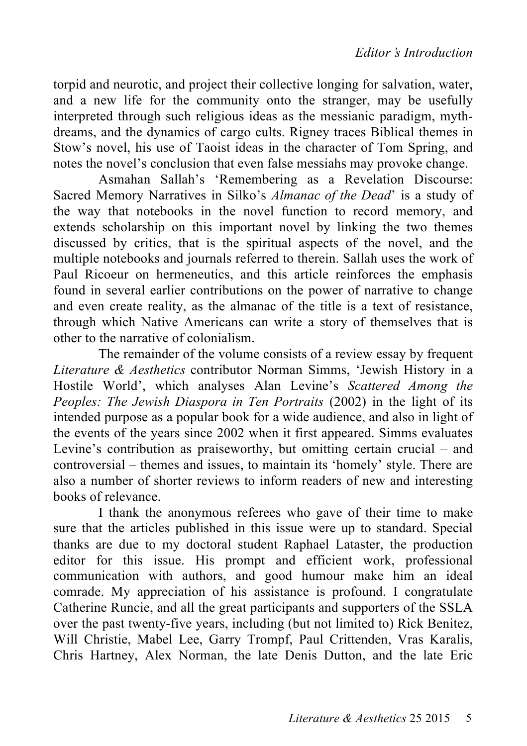torpid and neurotic, and project their collective longing for salvation, water, and a new life for the community onto the stranger, may be usefully interpreted through such religious ideas as the messianic paradigm, myth-dreams, and the dynamics of cargo cults. Rigney traces Biblical themes in Stow's novel, his use of Taoist ideas in the character of Tom Spring, and notes the novel's conclusion that even false messiahs may provoke change.

Asmahan Sallah's 'Remembering as a Revelation Discourse: Sacred Memory Narratives in Silko's *Almanac of the Dead*' is a study of the way that notebooks in the novel function to record memory, and extends scholarship on this important novel by linking the two themes discussed by critics, that is the spiritual aspects of the novel, and the multiple notebooks and journals referred to therein. Sallah uses the work of Paul Ricoeur on hermeneutics, and this article reinforces the emphasis found in several earlier contributions on the power of narrative to change and even create reality, as the almanac of the title is a text of resistance, through which Native Americans can write a story of themselves that is other to the narrative of colonialism.

The remainder of the volume consists of a review essay by frequent *Literature & Aesthetics* contributor Norman Simms, 'Jewish History in a Hostile World', which analyses Alan Levine's *Scattered Among the Peoples: The Jewish Diaspora in Ten Portraits* (2002) in the light of its intended purpose as a popular book for a wide audience, and also in light of the events of the years since 2002 when it first appeared. Simms evaluates Levine's contribution as praiseworthy, but omitting certain crucial – and controversial – themes and issues, to maintain its 'homely' style. There are also a number of shorter reviews to inform readers of new and interesting books of relevance.

I thank the anonymous referees who gave of their time to make sure that the articles published in this issue were up to standard. Special thanks are due to my doctoral student Raphael Lataster, the production editor for this issue. His prompt and efficient work, professional communication with authors, and good humour make him an ideal comrade. My appreciation of his assistance is profound. I congratulate Catherine Runcie, and all the great participants and supporters of the SSLA over the past twenty-five years, including (but not limited to) Rick Benitez, Will Christie, Mabel Lee, Garry Trompf, Paul Crittenden, Vras Karalis, Chris Hartney, Alex Norman, the late Denis Dutton, and the late Eric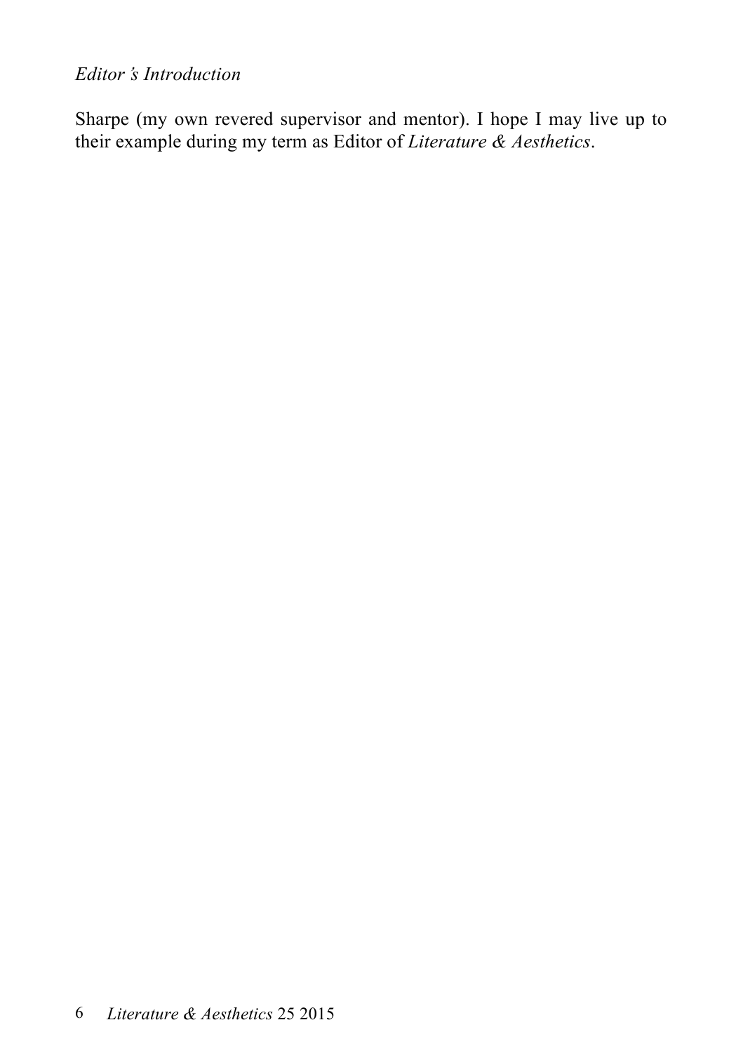Sharpe (my own revered supervisor and mentor). I hope I may live up to their example during my term as Editor of *Literature & Aesthetics*.